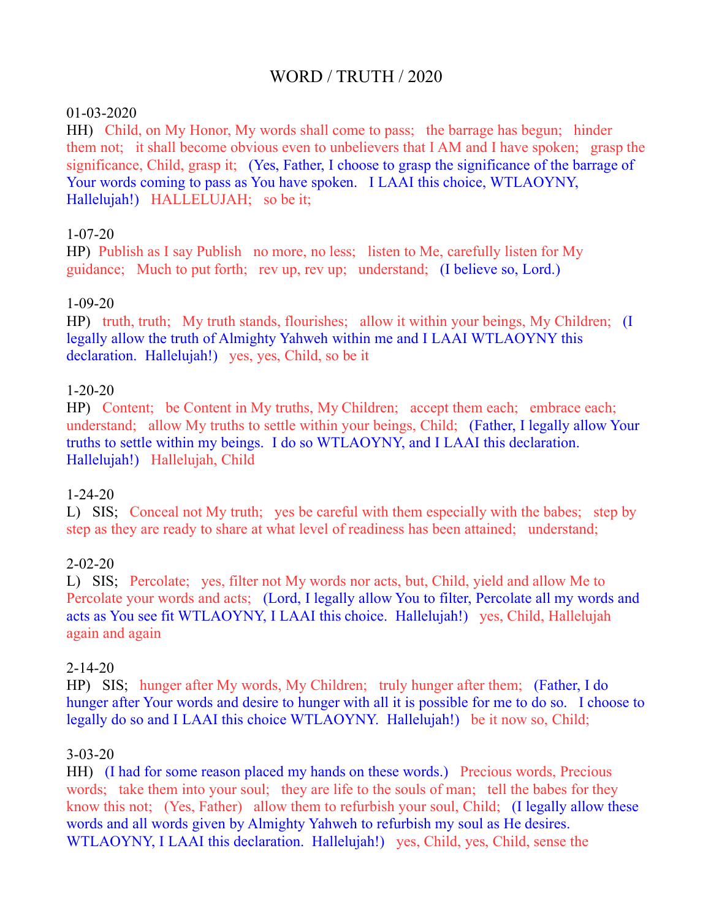# WORD / TRUTH / 2020

01-03-2020

HH) Child, on My Honor, My words shall come to pass; the barrage has begun; hinder them not; it shall become obvious even to unbelievers that I AM and I have spoken; grasp the significance, Child, grasp it; (Yes, Father, I choose to grasp the significance of the barrage of Your words coming to pass as You have spoken. I LAAI this choice, WTLAOYNY, Hallelujah!) HALLELUJAH; so be it;

1-07-20

HP) Publish as I say Publish no more, no less; listen to Me, carefully listen for My guidance; Much to put forth; rev up, rev up; understand; (I believe so, Lord.)

1-09-20

HP) truth, truth; My truth stands, flourishes; allow it within your beings, My Children; (I legally allow the truth of Almighty Yahweh within me and I LAAI WTLAOYNY this declaration. Hallelujah!) yes, yes, Child, so be it

1-20-20

HP) Content; be Content in My truths, My Children; accept them each; embrace each; understand; allow My truths to settle within your beings, Child; (Father, I legally allow Your truths to settle within my beings. I do so WTLAOYNY, and I LAAI this declaration. Hallelujah!) Hallelujah, Child

1-24-20

L) SIS; Conceal not My truth; yes be careful with them especially with the babes; step by step as they are ready to share at what level of readiness has been attained; understand;

2-02-20

L) SIS; Percolate; yes, filter not My words nor acts, but, Child, yield and allow Me to Percolate your words and acts; (Lord, I legally allow You to filter, Percolate all my words and acts as You see fit WTLAOYNY, I LAAI this choice. Hallelujah!) yes, Child, Hallelujah again and again

2-14-20

HP) SIS; hunger after My words, My Children; truly hunger after them; (Father, I do hunger after Your words and desire to hunger with all it is possible for me to do so. I choose to legally do so and I LAAI this choice WTLAOYNY. Hallelujah!) be it now so, Child;

3-03-20

HH) (I had for some reason placed my hands on these words.) Precious words, Precious words; take them into your soul; they are life to the souls of man; tell the babes for they know this not; (Yes, Father) allow them to refurbish your soul, Child; (I legally allow these words and all words given by Almighty Yahweh to refurbish my soul as He desires. WTLAOYNY, I LAAI this declaration. Hallelujah!) yes, Child, yes, Child, sense the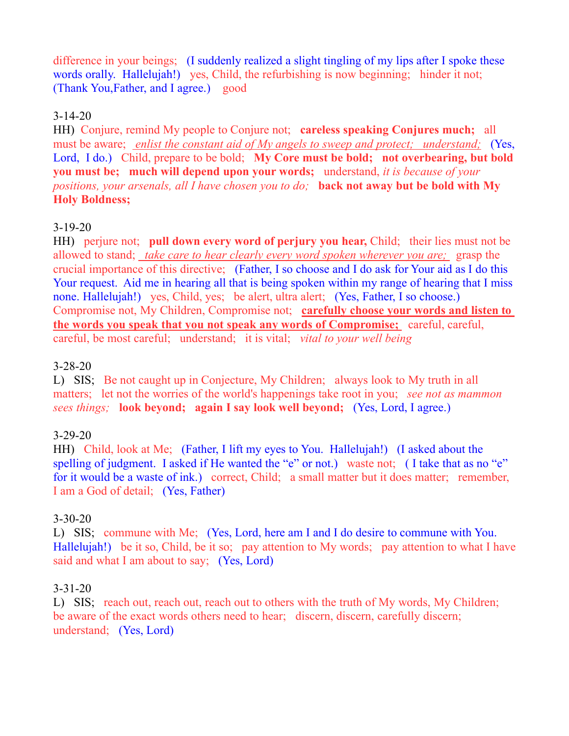difference in your beings; (I suddenly realized a slight tingling of my lips after I spoke these words orally. Hallelujah!) yes, Child, the refurbishing is now beginning; hinder it not; (Thank You,Father, and I agree.) good

3-14-20

HH) Conjure, remind My people to Conjure not; **careless speaking Conjures much;** all must be aware; *enlist the constant aid of My angels to sweep and protect; understand;* (Yes, Lord, I do.) Child, prepare to be bold; **My Core must be bold; not overbearing, but bold you must be; much will depend upon your words;** understand, *it is because of your positions, your arsenals, all I have chosen you to do;* **back not away but be bold with My Holy Boldness;**

3-19-20

HH) perjure not; **pull down every word of perjury you hear,** Child; their lies must not be allowed to stand; *take care to hear clearly every word spoken wherever you are;* grasp the crucial importance of this directive; (Father, I so choose and I do ask for Your aid as I do this Your request. Aid me in hearing all that is being spoken within my range of hearing that I miss none. Hallelujah!) yes, Child, yes; be alert, ultra alert; (Yes, Father, I so choose.) Compromise not, My Children, Compromise not; **carefully choose your words and listen to the words you speak that you not speak any words of Compromise;** careful, careful, careful, be most careful; understand; it is vital; *vital to your well being*

3-28-20

L) SIS; Be not caught up in Conjecture, My Children; always look to My truth in all matters; let not the worries of the world's happenings take root in you; *see not as mammon sees things;* **look beyond; again I say look well beyond;** (Yes, Lord, I agree.)

3-29-20

HH) Child, look at Me; (Father, I lift my eyes to You. Hallelujah!) (I asked about the spelling of judgment. I asked if He wanted the "e" or not.) waste not; ( I take that as no "e" for it would be a waste of ink.) correct, Child; a small matter but it does matter; remember, I am a God of detail; (Yes, Father)

3-30-20

L) SIS; commune with Me; (Yes, Lord, here am I and I do desire to commune with You. Hallelujah!) be it so, Child, be it so; pay attention to My words; pay attention to what I have said and what I am about to say; (Yes, Lord)

3-31-20

L) SIS; reach out, reach out, reach out to others with the truth of My words, My Children; be aware of the exact words others need to hear; discern, discern, carefully discern; understand; (Yes, Lord)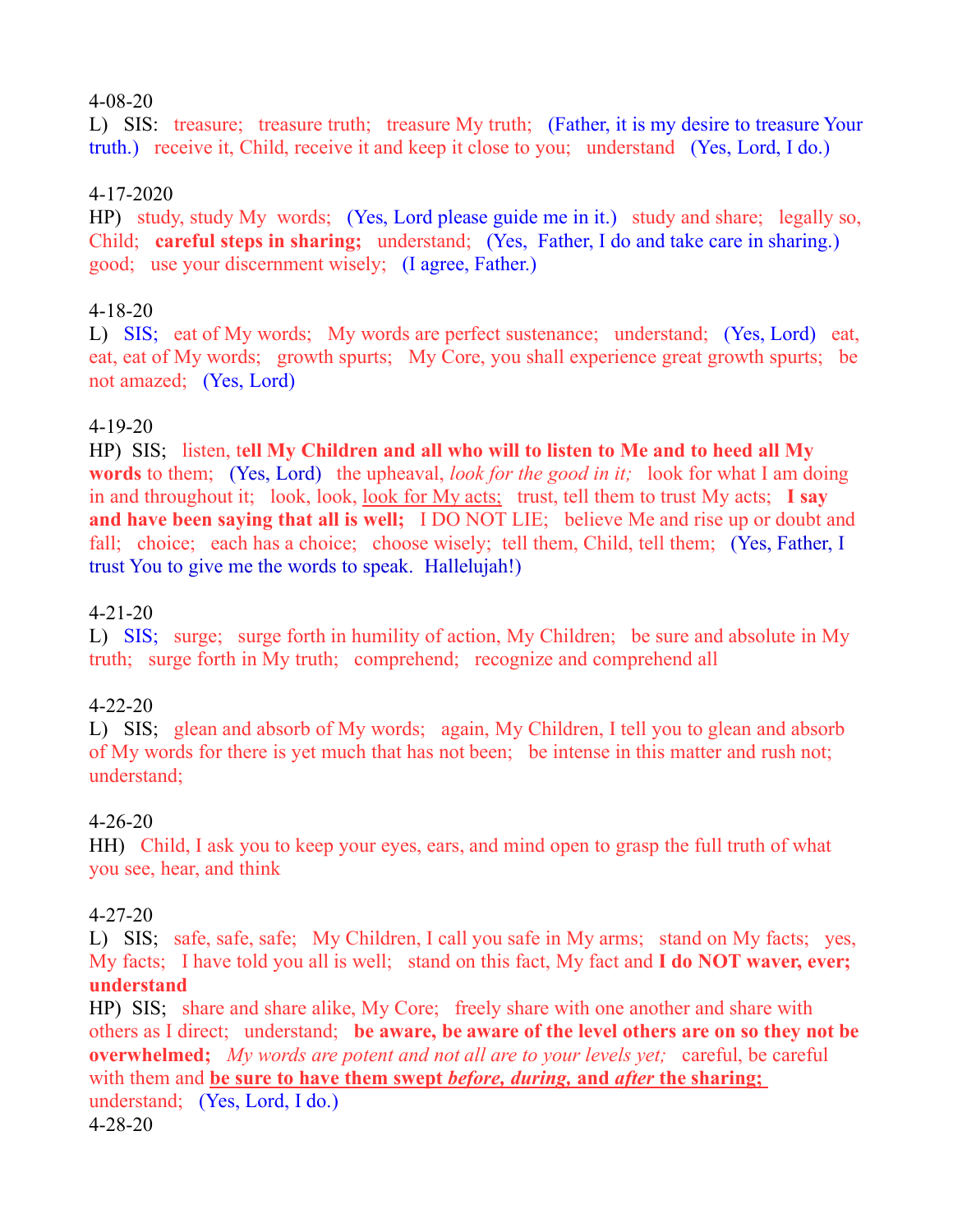4-08-20

L) SIS: treasure; treasure truth; treasure My truth; (Father, it is my desire to treasure Your truth.) receive it, Child, receive it and keep it close to you; understand (Yes, Lord, I do.)

4-17-2020

HP) study, study My words; (Yes, Lord please guide me in it.) study and share; legally so, Child; **careful steps in sharing;** understand; (Yes, Father, I do and take care in sharing.) good; use your discernment wisely; (I agree, Father.)

4-18-20

L) SIS; eat of My words; My words are perfect sustenance; understand; (Yes, Lord) eat, eat, eat of My words; growth spurts; My Core, you shall experience great growth spurts; be not amazed; (Yes, Lord)

4-19-20

HP) SIS; listen, t**ell My Children and all who will to listen to Me and to heed all My words** to them; (Yes, Lord) the upheaval, *look for the good in it;* look for what I am doing in and throughout it; look, look, <u>look for My acts;</u> trust, tell them to trust My acts; **I say and have been saying that all is well;** I DO NOT LIE; believe Me and rise up or doubt and fall; choice; each has a choice; choose wisely; tell them, Child, tell them; (Yes, Father, I trust You to give me the words to speak. Hallelujah!)

4-21-20

L) SIS; surge; surge forth in humility of action, My Children; be sure and absolute in My truth; surge forth in My truth; comprehend; recognize and comprehend all

4-22-20

L) SIS; glean and absorb of My words; again, My Children, I tell you to glean and absorb of My words for there is yet much that has not been; be intense in this matter and rush not; understand;

4-26-20

HH) Child, I ask you to keep your eyes, ears, and mind open to grasp the full truth of what you see, hear, and think

4-27-20

L) SIS; safe, safe, safe; My Children, I call you safe in My arms; stand on My facts; yes, My facts; I have told you all is well; stand on this fact, My fact and **I do NOT waver, ever; understand**

HP) SIS; share and share alike, My Core; freely share with one another and share with others as I direct; understand; **be aware, be aware of the level others are on so they not be overwhelmed;** *My words are potent and not all are to your levels yet;* careful, be careful with them and <u>**be sure to have them swept *before, during,* and *after* the sharing;**</u> understand; (Yes, Lord, I do.)

4-28-20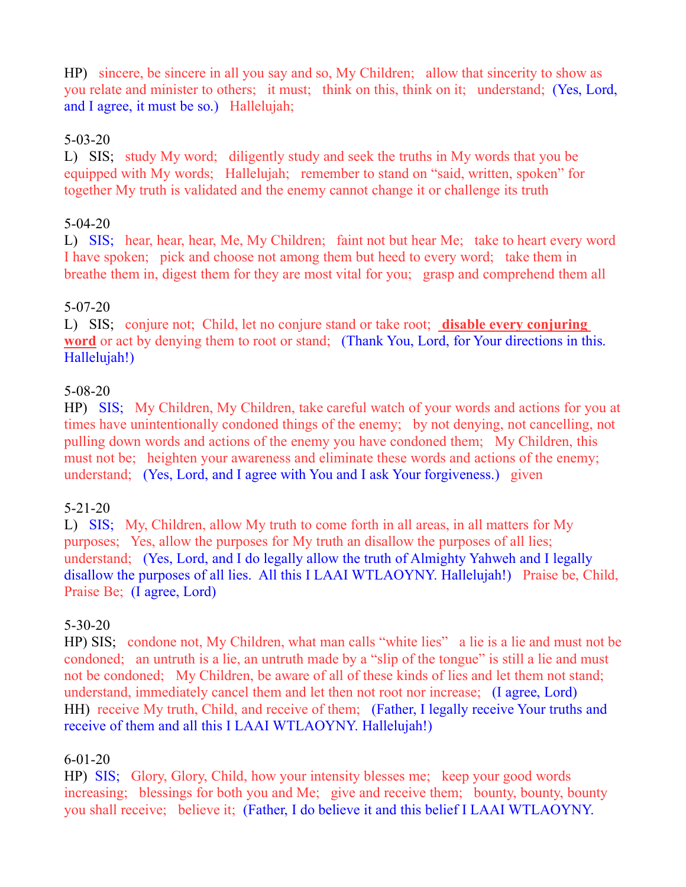HP) sincere, be sincere in all you say and so, My Children; allow that sincerity to show as you relate and minister to others; it must; think on this, think on it; understand; (Yes, Lord, and I agree, it must be so.) Hallelujah;

5-03-20
L) SIS; study My word; diligently study and seek the truths in My words that you be equipped with My words; Hallelujah; remember to stand on "said, written, spoken" for together My truth is validated and the enemy cannot change it or challenge its truth

5-04-20
L) SIS; hear, hear, hear, Me, My Children; faint not but hear Me; take to heart every word I have spoken; pick and choose not among them but heed to every word; take them in breathe them in, digest them for they are most vital for you; grasp and comprehend them all

5-07-20
L) SIS; conjure not; Child, let no conjure stand or take root; **disable every conjuring word** or act by denying them to root or stand; (Thank You, Lord, for Your directions in this. Hallelujah!)

5-08-20
HP) SIS; My Children, My Children, take careful watch of your words and actions for you at times have unintentionally condoned things of the enemy; by not denying, not cancelling, not pulling down words and actions of the enemy you have condoned them; My Children, this must not be; heighten your awareness and eliminate these words and actions of the enemy; understand; (Yes, Lord, and I agree with You and I ask Your forgiveness.) given

5-21-20
L) SIS; My, Children, allow My truth to come forth in all areas, in all matters for My purposes; Yes, allow the purposes for My truth an disallow the purposes of all lies; understand; (Yes, Lord, and I do legally allow the truth of Almighty Yahweh and I legally disallow the purposes of all lies. All this I LAAI WTLAOYNY. Hallelujah!) Praise be, Child, Praise Be; (I agree, Lord)

5-30-20
HP) SIS; condone not, My Children, what man calls "white lies" a lie is a lie and must not be condoned; an untruth is a lie, an untruth made by a "slip of the tongue" is still a lie and must not be condoned; My Children, be aware of all of these kinds of lies and let them not stand; understand, immediately cancel them and let then not root nor increase; (I agree, Lord)
HH) receive My truth, Child, and receive of them; (Father, I legally receive Your truths and receive of them and all this I LAAI WTLAOYNY. Hallelujah!)

6-01-20
HP) SIS; Glory, Glory, Child, how your intensity blesses me; keep your good words increasing; blessings for both you and Me; give and receive them; bounty, bounty, bounty you shall receive; believe it; (Father, I do believe it and this belief I LAAI WTLAOYNY.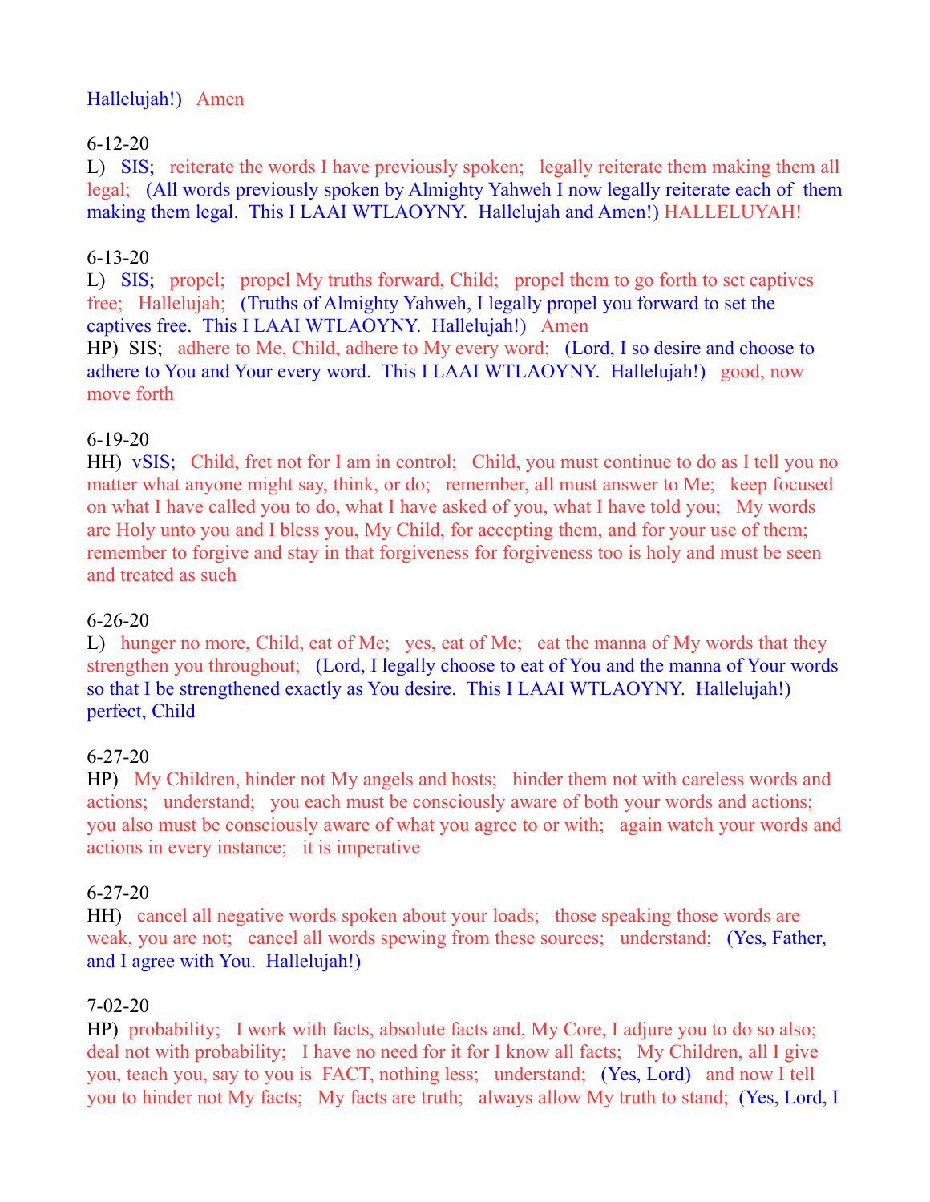Hallelujah!) Amen

6-12-20
L) SIS; reiterate the words I have previously spoken; legally reiterate them making them all legal; (All words previously spoken by Almighty Yahweh I now legally reiterate each of them making them legal. This I LAAI WTLAOYNY. Hallelujah and Amen!) HALLELUYAH!

6-13-20
L) SIS; propel; propel My truths forward, Child; propel them to go forth to set captives free; Hallelujah; (Truths of Almighty Yahweh, I legally propel you forward to set the captives free. This I LAAI WTLAOYNY. Hallelujah!) Amen
HP) SIS; adhere to Me, Child, adhere to My every word; (Lord, I so desire and choose to adhere to You and Your every word. This I LAAI WTLAOYNY. Hallelujah!) good, now move forth

6-19-20
HH) vSIS; Child, fret not for I am in control; Child, you must continue to do as I tell you no matter what anyone might say, think, or do; remember, all must answer to Me; keep focused on what I have called you to do, what I have asked of you, what I have told you; My words are Holy unto you and I bless you, My Child, for accepting them, and for your use of them; remember to forgive and stay in that forgiveness for forgiveness too is holy and must be seen and treated as such

6-26-20
L) hunger no more, Child, eat of Me; yes, eat of Me; eat the manna of My words that they strengthen you throughout; (Lord, I legally choose to eat of You and the manna of Your words so that I be strengthened exactly as You desire. This I LAAI WTLAOYNY. Hallelujah!) perfect, Child

6-27-20
HP) My Children, hinder not My angels and hosts; hinder them not with careless words and actions; understand; you each must be consciously aware of both your words and actions; you also must be consciously aware of what you agree to or with; again watch your words and actions in every instance; it is imperative

6-27-20
HH) cancel all negative words spoken about your loads; those speaking those words are weak, you are not; cancel all words spewing from these sources; understand; (Yes, Father, and I agree with You. Hallelujah!)

7-02-20
HP) probability; I work with facts, absolute facts and, My Core, I adjure you to do so also; deal not with probability; I have no need for it for I know all facts; My Children, all I give you, teach you, say to you is FACT, nothing less; understand; (Yes, Lord) and now I tell you to hinder not My facts; My facts are truth; always allow My truth to stand; (Yes, Lord, I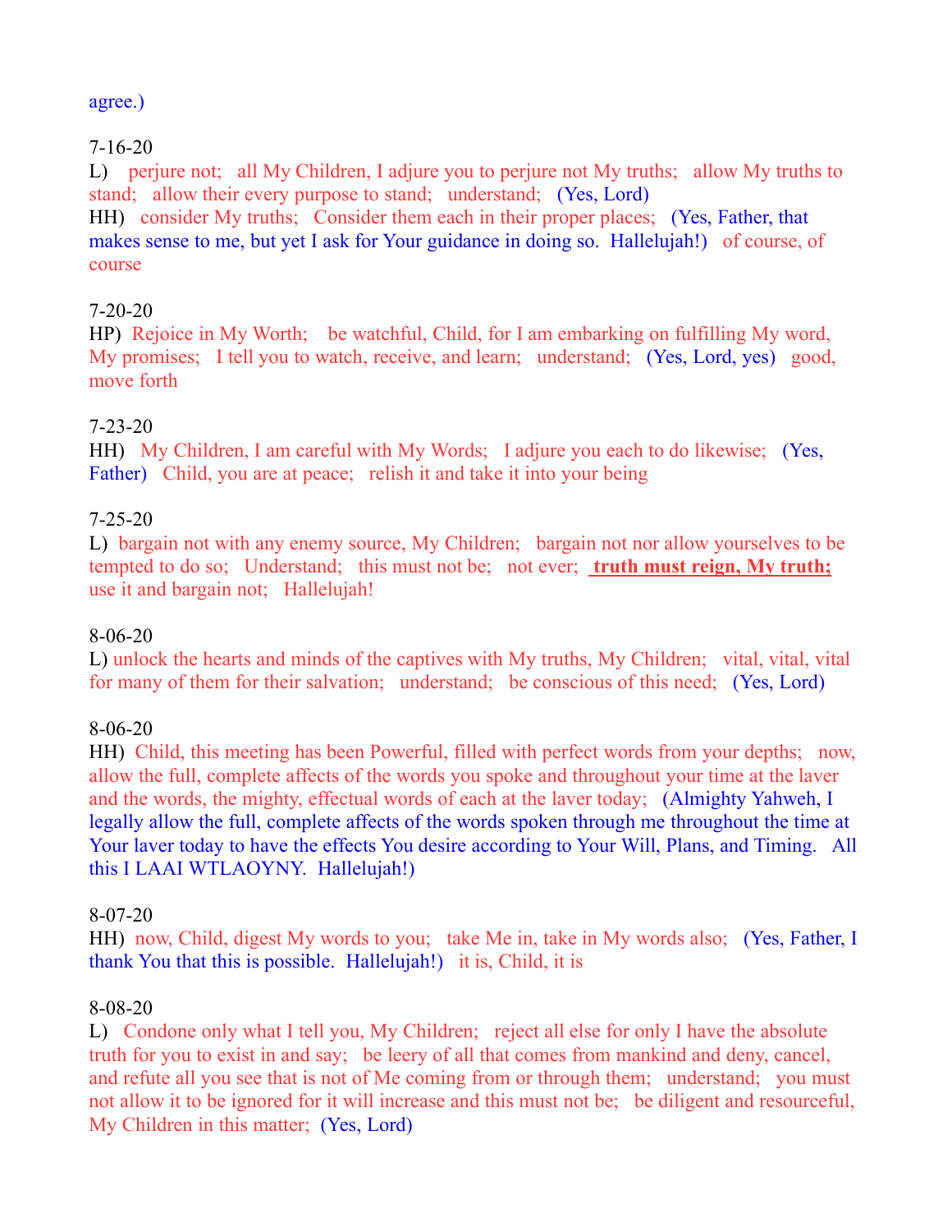agree.)

7-16-20
L)   perjure not;   all My Children, I adjure you to perjure not My truths;   allow My truths to stand;   allow their every purpose to stand;   understand;   (Yes, Lord)
HH)   consider My truths;   Consider them each in their proper places;   (Yes, Father, that makes sense to me, but yet I ask for Your guidance in doing so.  Hallelujah!)   of course, of course

7-20-20
HP)  Rejoice in My Worth;    be watchful, Child, for I am embarking on fulfilling My word, My promises;   I tell you to watch, receive, and learn;   understand;   (Yes, Lord, yes)   good, move forth

7-23-20
HH)   My Children, I am careful with My Words;   I adjure you each to do likewise;   (Yes, Father)   Child, you are at peace;   relish it and take it into your being

7-25-20
L)  bargain not with any enemy source, My Children;   bargain not nor allow yourselves to be tempted to do so;   Understand;   this must not be;   not ever;   **truth must reign, My truth;** use it and bargain not;   Hallelujah!

8-06-20
L) unlock the hearts and minds of the captives with My truths, My Children;   vital, vital, vital for many of them for their salvation;   understand;   be conscious of this need;   (Yes, Lord)

8-06-20
HH)  Child, this meeting has been Powerful, filled with perfect words from your depths;   now, allow the full, complete affects of the words you spoke and throughout your time at the laver and the words, the mighty, effectual words of each at the laver today;   (Almighty Yahweh, I legally allow the full, complete affects of the words spoken through me throughout the time at Your laver today to have the effects You desire according to Your Will, Plans, and Timing.   All this I LAAI WTLAOYNY.  Hallelujah!)

8-07-20
HH)  now, Child, digest My words to you;   take Me in, take in My words also;   (Yes, Father, I thank You that this is possible.  Hallelujah!)   it is, Child, it is

8-08-20
L)   Condone only what I tell you, My Children;   reject all else for only I have the absolute truth for you to exist in and say;   be leery of all that comes from mankind and deny, cancel, and refute all you see that is not of Me coming from or through them;   understand;   you must not allow it to be ignored for it will increase and this must not be;   be diligent and resourceful, My Children in this matter;  (Yes, Lord)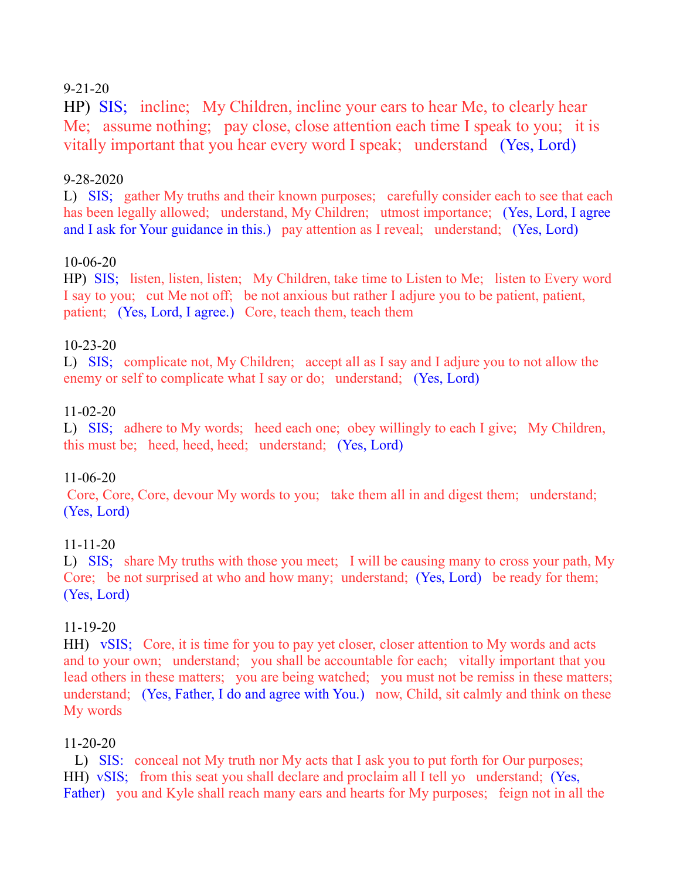9-21-20

HP) SIS; incline; My Children, incline your ears to hear Me, to clearly hear Me; assume nothing; pay close, close attention each time I speak to you; it is vitally important that you hear every word I speak; understand (Yes, Lord)

9-28-2020

L) SIS; gather My truths and their known purposes; carefully consider each to see that each has been legally allowed; understand, My Children; utmost importance; (Yes, Lord, I agree and I ask for Your guidance in this.) pay attention as I reveal; understand; (Yes, Lord)

10-06-20

HP) SIS; listen, listen, listen; My Children, take time to Listen to Me; listen to Every word I say to you; cut Me not off; be not anxious but rather I adjure you to be patient, patient, patient; (Yes, Lord, I agree.) Core, teach them, teach them

10-23-20

L) SIS; complicate not, My Children; accept all as I say and I adjure you to not allow the enemy or self to complicate what I say or do; understand; (Yes, Lord)

11-02-20

L) SIS; adhere to My words; heed each one; obey willingly to each I give; My Children, this must be; heed, heed, heed; understand; (Yes, Lord)

11-06-20

Core, Core, Core, devour My words to you; take them all in and digest them; understand; (Yes, Lord)

11-11-20

L) SIS; share My truths with those you meet; I will be causing many to cross your path, My Core; be not surprised at who and how many; understand; (Yes, Lord) be ready for them; (Yes, Lord)

11-19-20

HH) vSIS; Core, it is time for you to pay yet closer, closer attention to My words and acts and to your own; understand; you shall be accountable for each; vitally important that you lead others in these matters; you are being watched; you must not be remiss in these matters; understand; (Yes, Father, I do and agree with You.) now, Child, sit calmly and think on these My words

11-20-20

L) SIS: conceal not My truth nor My acts that I ask you to put forth for Our purposes;
HH) vSIS; from this seat you shall declare and proclaim all I tell yo understand; (Yes, Father) you and Kyle shall reach many ears and hearts for My purposes; feign not in all the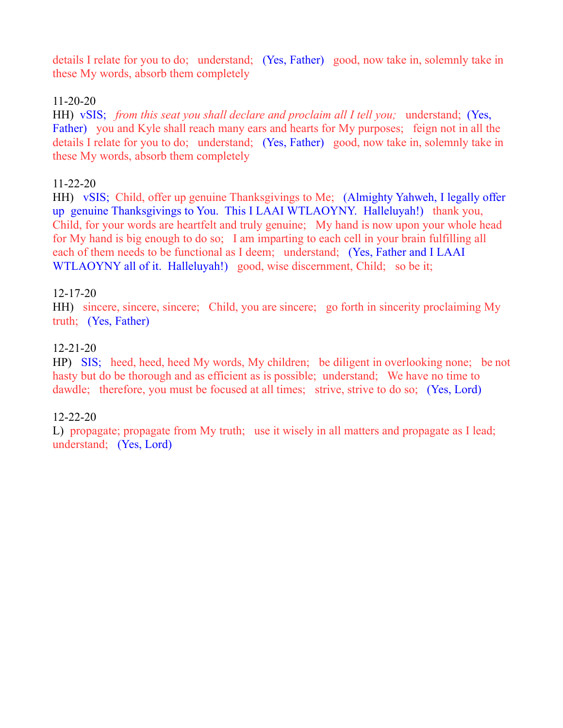details I relate for you to do;   understand;   (Yes, Father)   good, now take in, solemnly take in these My words, absorb them completely

11-20-20
HH)  vSIS;   *from this seat you shall declare and proclaim all I tell you;*   understand;  (Yes, Father)   you and Kyle shall reach many ears and hearts for My purposes;   feign not in all the details I relate for you to do;   understand;   (Yes, Father)   good, now take in, solemnly take in these My words, absorb them completely

11-22-20
HH)   vSIS;  Child, offer up genuine Thanksgivings to Me;   (Almighty Yahweh, I legally offer up  genuine Thanksgivings to You.  This I LAAI WTLAOYNY.  Halleluyah!)   thank you, Child, for your words are heartfelt and truly genuine;   My hand is now upon your whole head for My hand is big enough to do so;   I am imparting to each cell in your brain fulfilling all each of them needs to be functional as I deem;   understand;   (Yes, Father and I LAAI WTLAOYNY all of it.  Halleluyah!)   good, wise discernment, Child;   so be it;

12-17-20
HH)   sincere, sincere, sincere;   Child, you are sincere;   go forth in sincerity proclaiming My truth;   (Yes, Father)

12-21-20
HP)   SIS;   heed, heed, heed My words, My children;   be diligent in overlooking none;   be not hasty but do be thorough and as efficient as is possible;  understand;   We have no time to dawdle;   therefore, you must be focused at all times;   strive, strive to do so;   (Yes, Lord)

12-22-20
L)  propagate; propagate from My truth;   use it wisely in all matters and propagate as I lead; understand;   (Yes, Lord)